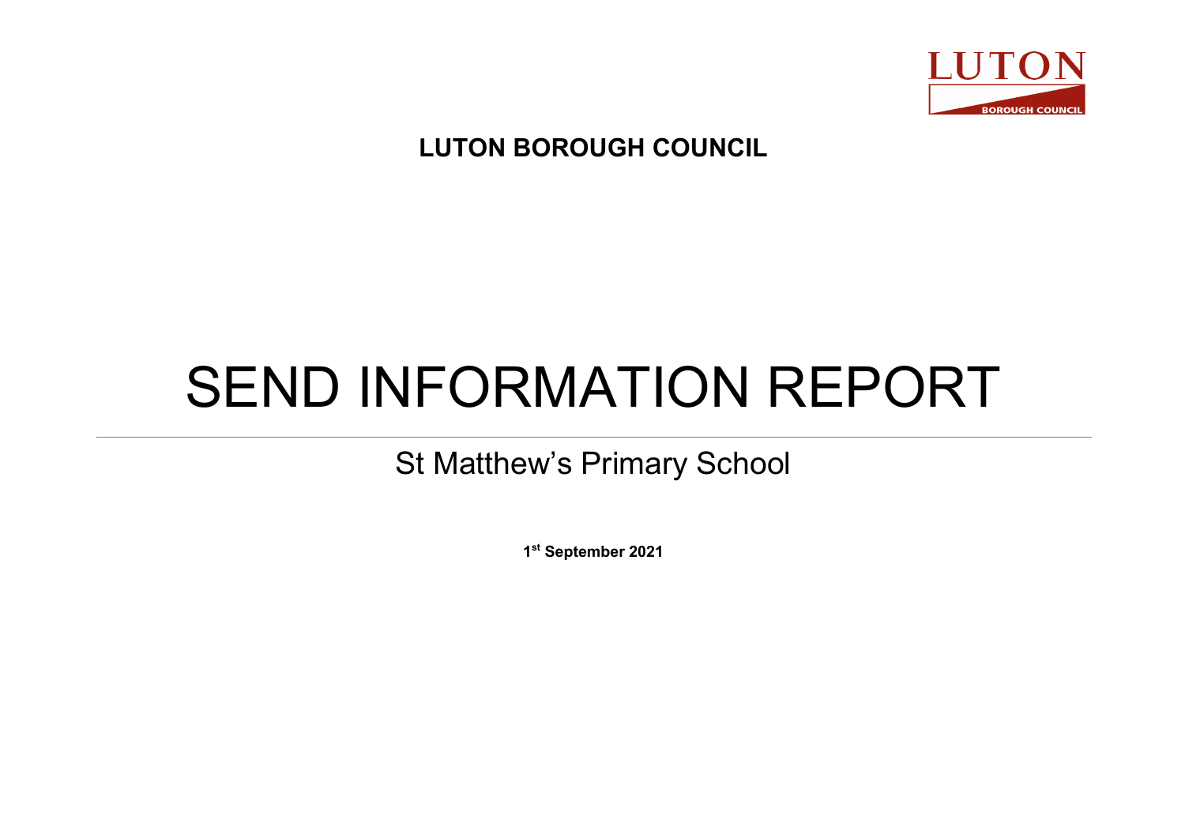LUTON BOROUGH COUNCIL

**LUTON BOROUGH COUNCIL**

# SEND INFORMATION REPORT

---

## St Matthew's Primary School

**1st September 2021**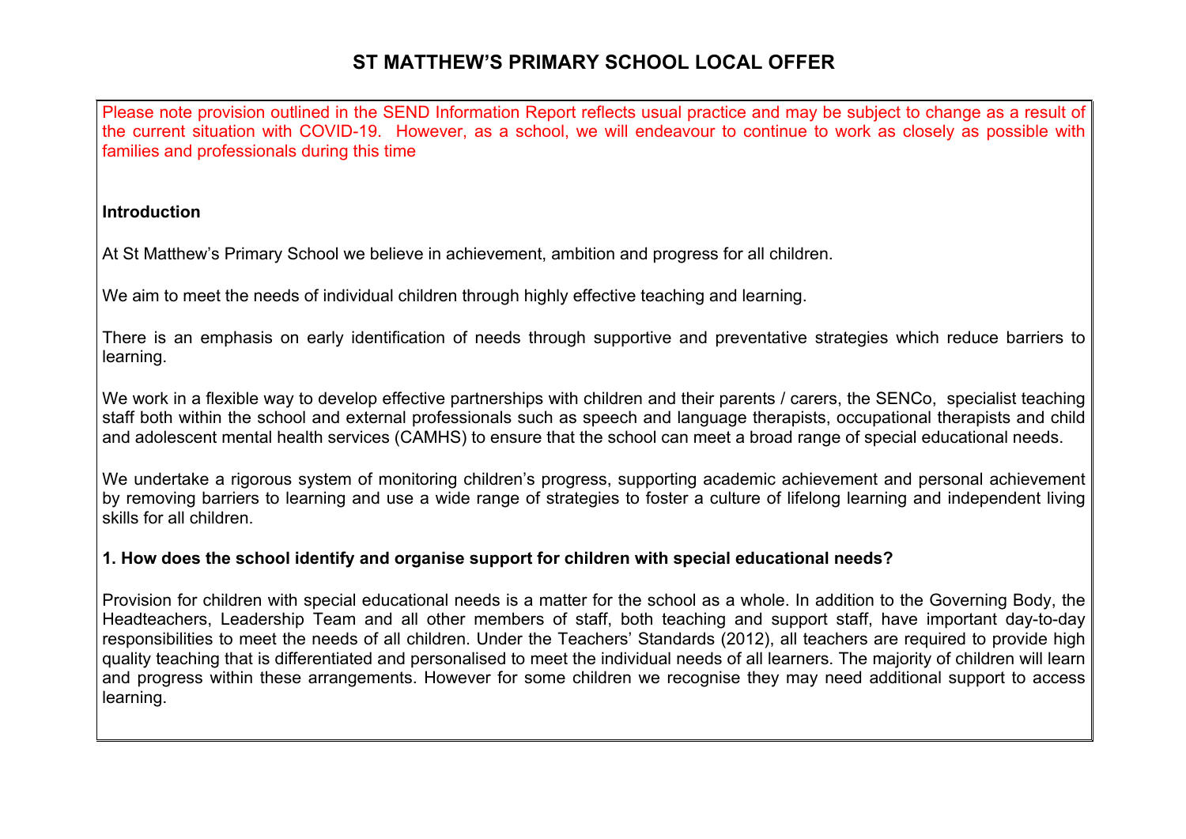# ST MATTHEW'S PRIMARY SCHOOL LOCAL OFFER

Please note provision outlined in the SEND Information Report reflects usual practice and may be subject to change as a result of the current situation with COVID-19. However, as a school, we will endeavour to continue to work as closely as possible with families and professionals during this time

**Introduction**

At St Matthew's Primary School we believe in achievement, ambition and progress for all children.

We aim to meet the needs of individual children through highly effective teaching and learning.

There is an emphasis on early identification of needs through supportive and preventative strategies which reduce barriers to learning.

We work in a flexible way to develop effective partnerships with children and their parents / carers, the SENCo, specialist teaching staff both within the school and external professionals such as speech and language therapists, occupational therapists and child and adolescent mental health services (CAMHS) to ensure that the school can meet a broad range of special educational needs.

We undertake a rigorous system of monitoring children's progress, supporting academic achievement and personal achievement by removing barriers to learning and use a wide range of strategies to foster a culture of lifelong learning and independent living skills for all children.

**1. How does the school identify and organise support for children with special educational needs?**

Provision for children with special educational needs is a matter for the school as a whole. In addition to the Governing Body, the Headteachers, Leadership Team and all other members of staff, both teaching and support staff, have important day-to-day responsibilities to meet the needs of all children. Under the Teachers' Standards (2012), all teachers are required to provide high quality teaching that is differentiated and personalised to meet the individual needs of all learners. The majority of children will learn and progress within these arrangements. However for some children we recognise they may need additional support to access learning.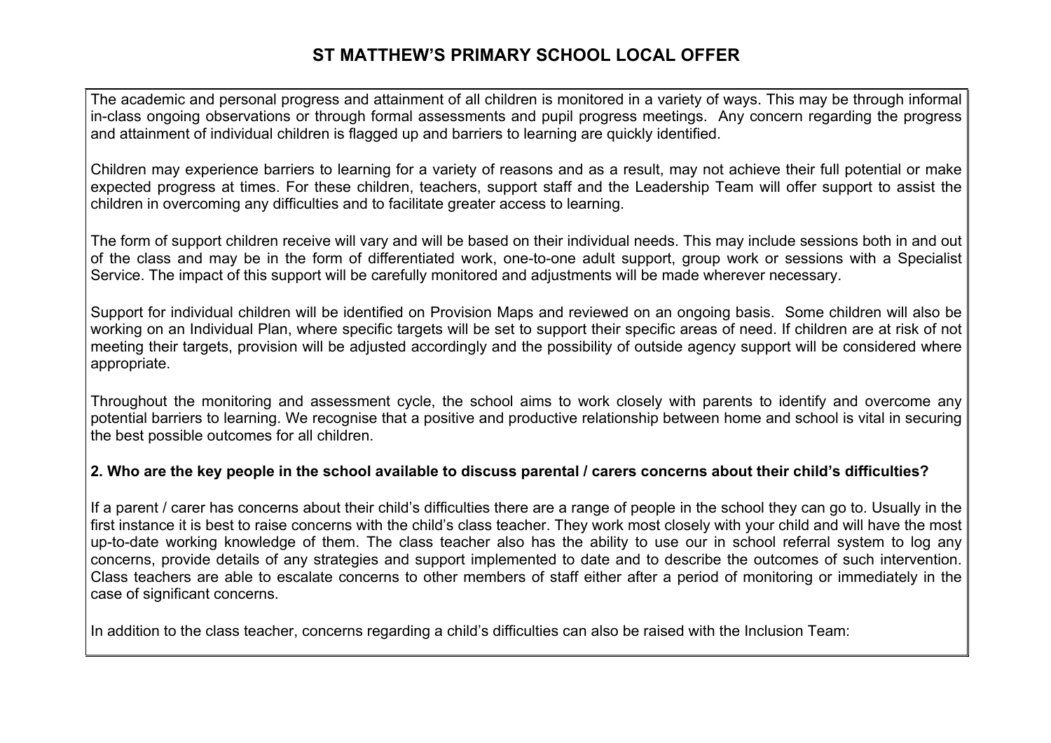# ST MATTHEW'S PRIMARY SCHOOL LOCAL OFFER

The academic and personal progress and attainment of all children is monitored in a variety of ways. This may be through informal in-class ongoing observations or through formal assessments and pupil progress meetings. Any concern regarding the progress and attainment of individual children is flagged up and barriers to learning are quickly identified.

Children may experience barriers to learning for a variety of reasons and as a result, may not achieve their full potential or make expected progress at times. For these children, teachers, support staff and the Leadership Team will offer support to assist the children in overcoming any difficulties and to facilitate greater access to learning.

The form of support children receive will vary and will be based on their individual needs. This may include sessions both in and out of the class and may be in the form of differentiated work, one-to-one adult support, group work or sessions with a Specialist Service. The impact of this support will be carefully monitored and adjustments will be made wherever necessary.

Support for individual children will be identified on Provision Maps and reviewed on an ongoing basis. Some children will also be working on an Individual Plan, where specific targets will be set to support their specific areas of need. If children are at risk of not meeting their targets, provision will be adjusted accordingly and the possibility of outside agency support will be considered where appropriate.

Throughout the monitoring and assessment cycle, the school aims to work closely with parents to identify and overcome any potential barriers to learning. We recognise that a positive and productive relationship between home and school is vital in securing the best possible outcomes for all children.

**2. Who are the key people in the school available to discuss parental / carers concerns about their child's difficulties?**

If a parent / carer has concerns about their child's difficulties there are a range of people in the school they can go to. Usually in the first instance it is best to raise concerns with the child's class teacher. They work most closely with your child and will have the most up-to-date working knowledge of them. The class teacher also has the ability to use our in school referral system to log any concerns, provide details of any strategies and support implemented to date and to describe the outcomes of such intervention. Class teachers are able to escalate concerns to other members of staff either after a period of monitoring or immediately in the case of significant concerns.

In addition to the class teacher, concerns regarding a child's difficulties can also be raised with the Inclusion Team: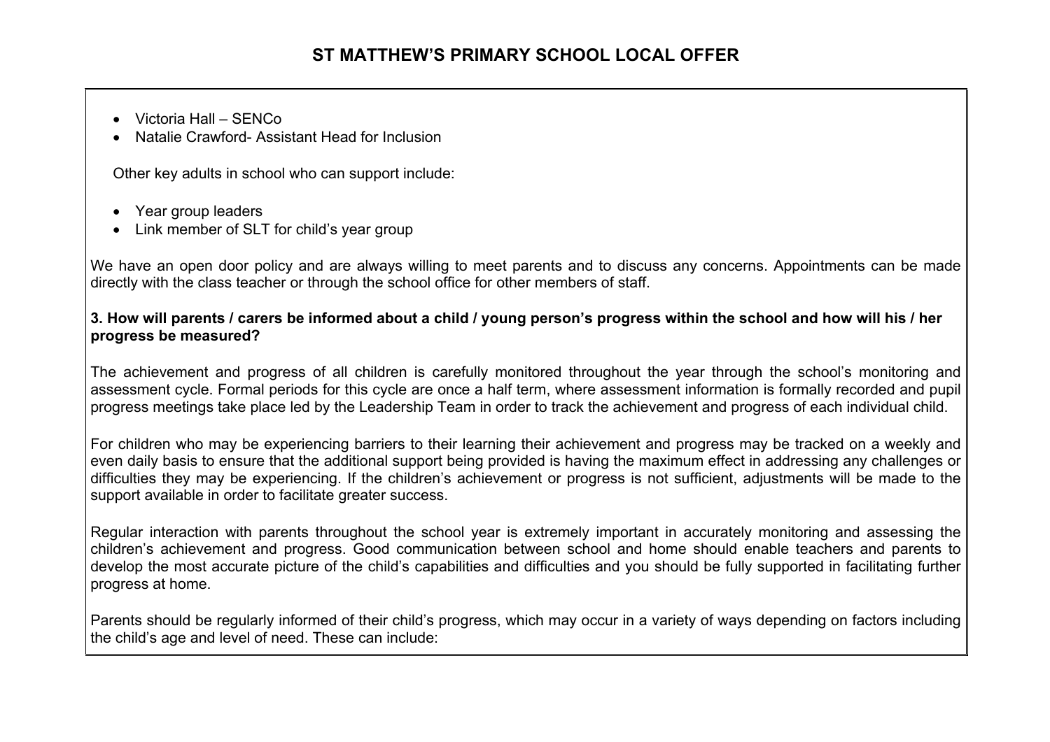- Victoria Hall – SENCo
- Natalie Crawford- Assistant Head for Inclusion

Other key adults in school who can support include:

- Year group leaders
- Link member of SLT for child's year group

We have an open door policy and are always willing to meet parents and to discuss any concerns. Appointments can be made directly with the class teacher or through the school office for other members of staff.

**3. How will parents / carers be informed about a child / young person's progress within the school and how will his / her progress be measured?**

The achievement and progress of all children is carefully monitored throughout the year through the school's monitoring and assessment cycle. Formal periods for this cycle are once a half term, where assessment information is formally recorded and pupil progress meetings take place led by the Leadership Team in order to track the achievement and progress of each individual child.

For children who may be experiencing barriers to their learning their achievement and progress may be tracked on a weekly and even daily basis to ensure that the additional support being provided is having the maximum effect in addressing any challenges or difficulties they may be experiencing. If the children's achievement or progress is not sufficient, adjustments will be made to the support available in order to facilitate greater success.

Regular interaction with parents throughout the school year is extremely important in accurately monitoring and assessing the children's achievement and progress. Good communication between school and home should enable teachers and parents to develop the most accurate picture of the child's capabilities and difficulties and you should be fully supported in facilitating further progress at home.

Parents should be regularly informed of their child's progress, which may occur in a variety of ways depending on factors including the child's age and level of need. These can include: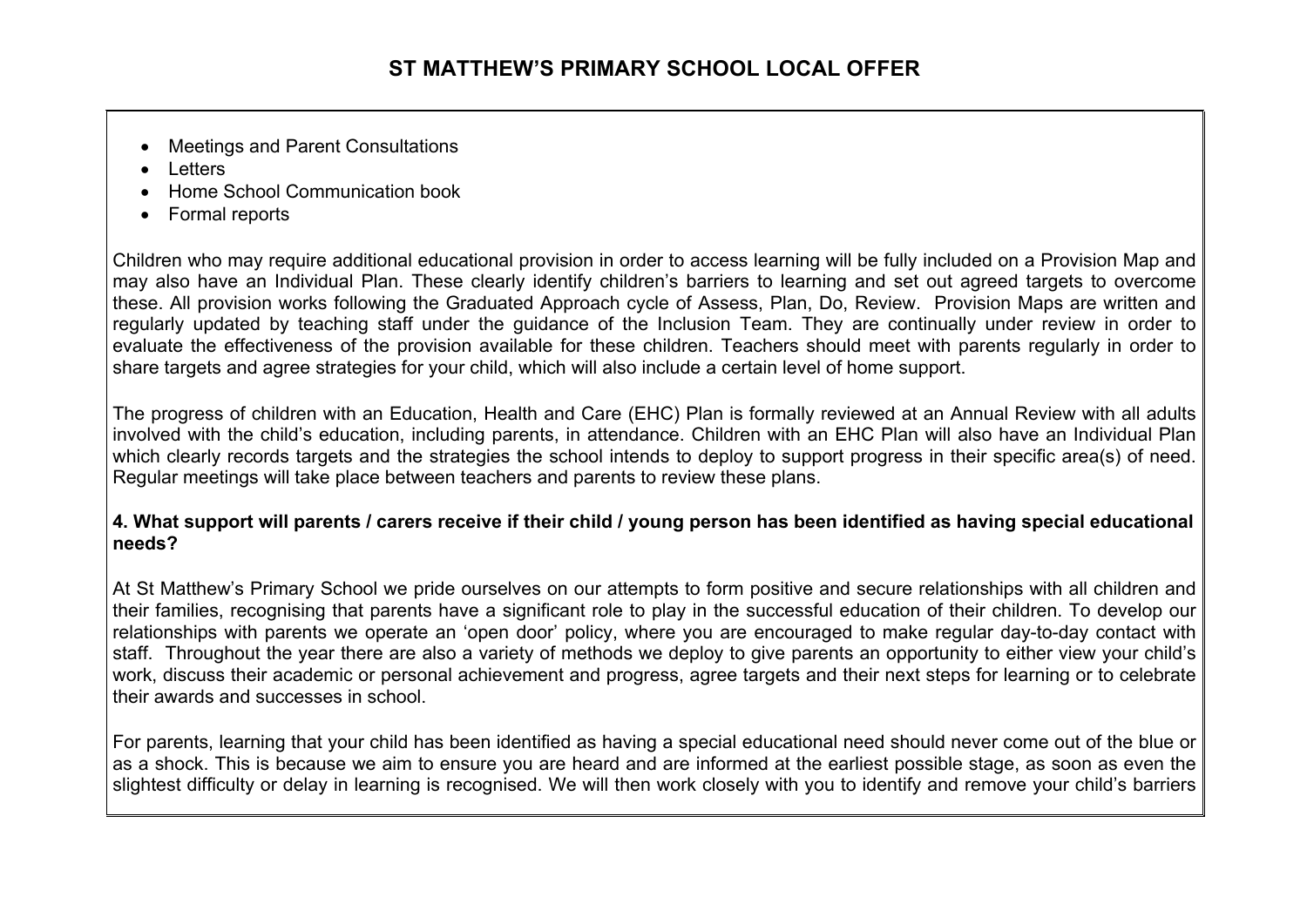- Meetings and Parent Consultations
- Letters
- Home School Communication book
- Formal reports

Children who may require additional educational provision in order to access learning will be fully included on a Provision Map and may also have an Individual Plan. These clearly identify children's barriers to learning and set out agreed targets to overcome these. All provision works following the Graduated Approach cycle of Assess, Plan, Do, Review. Provision Maps are written and regularly updated by teaching staff under the guidance of the Inclusion Team. They are continually under review in order to evaluate the effectiveness of the provision available for these children. Teachers should meet with parents regularly in order to share targets and agree strategies for your child, which will also include a certain level of home support.

The progress of children with an Education, Health and Care (EHC) Plan is formally reviewed at an Annual Review with all adults involved with the child's education, including parents, in attendance. Children with an EHC Plan will also have an Individual Plan which clearly records targets and the strategies the school intends to deploy to support progress in their specific area(s) of need. Regular meetings will take place between teachers and parents to review these plans.

**4. What support will parents / carers receive if their child / young person has been identified as having special educational needs?**

At St Matthew's Primary School we pride ourselves on our attempts to form positive and secure relationships with all children and their families, recognising that parents have a significant role to play in the successful education of their children. To develop our relationships with parents we operate an 'open door' policy, where you are encouraged to make regular day-to-day contact with staff. Throughout the year there are also a variety of methods we deploy to give parents an opportunity to either view your child's work, discuss their academic or personal achievement and progress, agree targets and their next steps for learning or to celebrate their awards and successes in school.

For parents, learning that your child has been identified as having a special educational need should never come out of the blue or as a shock. This is because we aim to ensure you are heard and are informed at the earliest possible stage, as soon as even the slightest difficulty or delay in learning is recognised. We will then work closely with you to identify and remove your child's barriers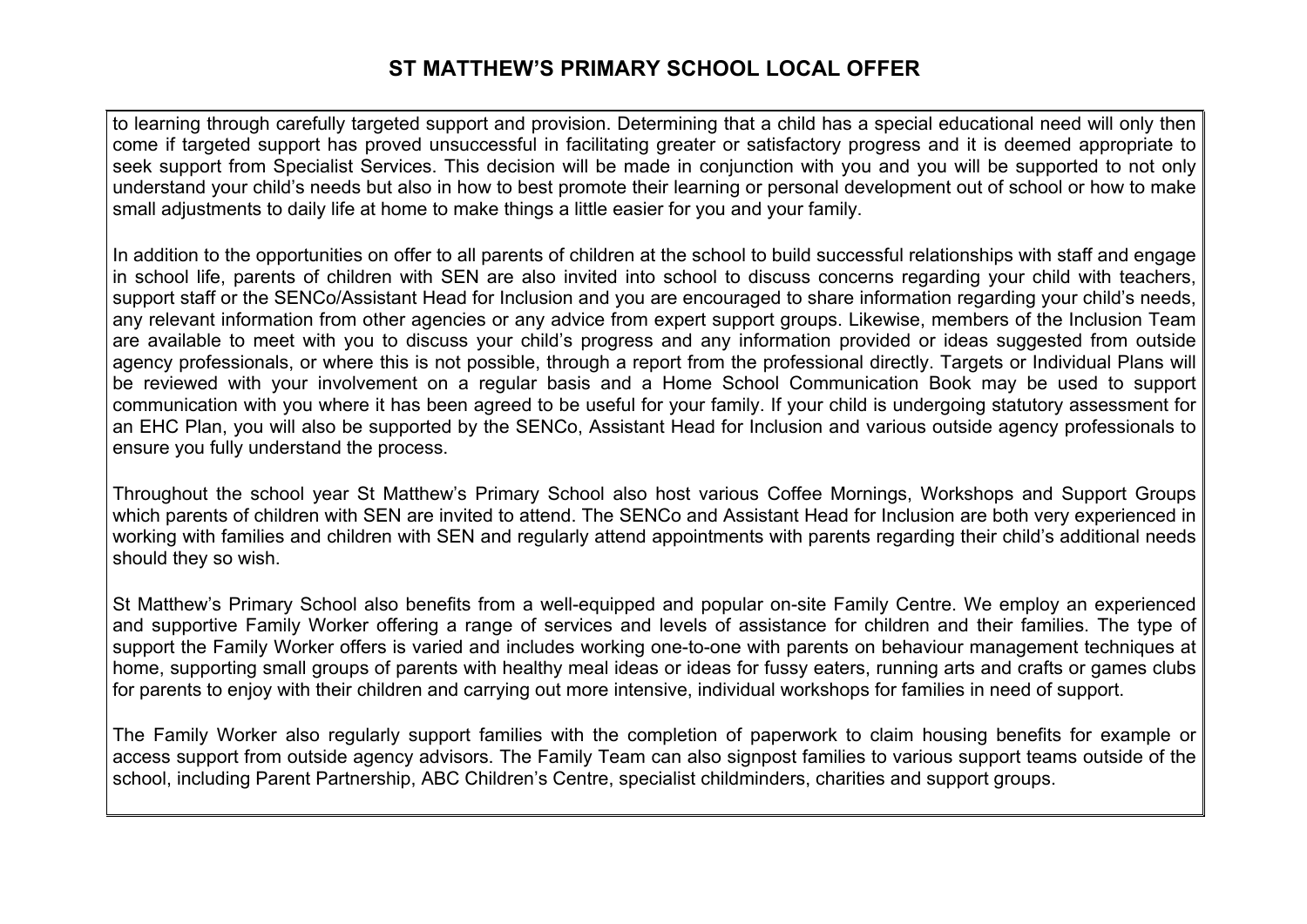to learning through carefully targeted support and provision. Determining that a child has a special educational need will only then come if targeted support has proved unsuccessful in facilitating greater or satisfactory progress and it is deemed appropriate to seek support from Specialist Services. This decision will be made in conjunction with you and you will be supported to not only understand your child's needs but also in how to best promote their learning or personal development out of school or how to make small adjustments to daily life at home to make things a little easier for you and your family.

In addition to the opportunities on offer to all parents of children at the school to build successful relationships with staff and engage in school life, parents of children with SEN are also invited into school to discuss concerns regarding your child with teachers, support staff or the SENCo/Assistant Head for Inclusion and you are encouraged to share information regarding your child's needs, any relevant information from other agencies or any advice from expert support groups. Likewise, members of the Inclusion Team are available to meet with you to discuss your child's progress and any information provided or ideas suggested from outside agency professionals, or where this is not possible, through a report from the professional directly. Targets or Individual Plans will be reviewed with your involvement on a regular basis and a Home School Communication Book may be used to support communication with you where it has been agreed to be useful for your family. If your child is undergoing statutory assessment for an EHC Plan, you will also be supported by the SENCo, Assistant Head for Inclusion and various outside agency professionals to ensure you fully understand the process.

Throughout the school year St Matthew's Primary School also host various Coffee Mornings, Workshops and Support Groups which parents of children with SEN are invited to attend. The SENCo and Assistant Head for Inclusion are both very experienced in working with families and children with SEN and regularly attend appointments with parents regarding their child's additional needs should they so wish.

St Matthew's Primary School also benefits from a well-equipped and popular on-site Family Centre. We employ an experienced and supportive Family Worker offering a range of services and levels of assistance for children and their families. The type of support the Family Worker offers is varied and includes working one-to-one with parents on behaviour management techniques at home, supporting small groups of parents with healthy meal ideas or ideas for fussy eaters, running arts and crafts or games clubs for parents to enjoy with their children and carrying out more intensive, individual workshops for families in need of support.

The Family Worker also regularly support families with the completion of paperwork to claim housing benefits for example or access support from outside agency advisors. The Family Team can also signpost families to various support teams outside of the school, including Parent Partnership, ABC Children's Centre, specialist childminders, charities and support groups.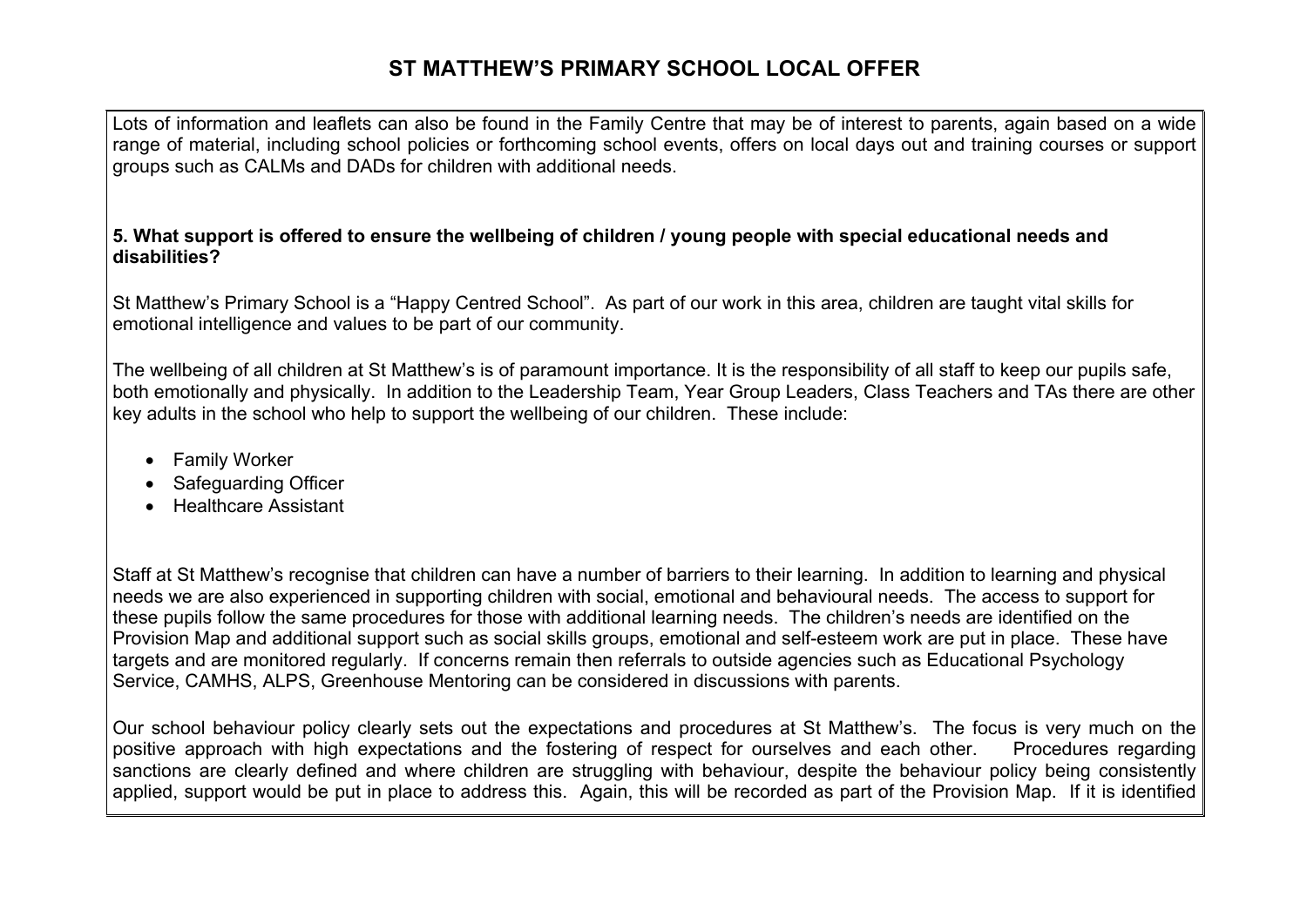# ST MATTHEW'S PRIMARY SCHOOL LOCAL OFFER

Lots of information and leaflets can also be found in the Family Centre that may be of interest to parents, again based on a wide range of material, including school policies or forthcoming school events, offers on local days out and training courses or support groups such as CALMs and DADs for children with additional needs.

**5. What support is offered to ensure the wellbeing of children / young people with special educational needs and disabilities?**

St Matthew's Primary School is a "Happy Centred School". As part of our work in this area, children are taught vital skills for emotional intelligence and values to be part of our community.

The wellbeing of all children at St Matthew's is of paramount importance. It is the responsibility of all staff to keep our pupils safe, both emotionally and physically. In addition to the Leadership Team, Year Group Leaders, Class Teachers and TAs there are other key adults in the school who help to support the wellbeing of our children. These include:

- Family Worker
- Safeguarding Officer
- Healthcare Assistant

Staff at St Matthew's recognise that children can have a number of barriers to their learning. In addition to learning and physical needs we are also experienced in supporting children with social, emotional and behavioural needs. The access to support for these pupils follow the same procedures for those with additional learning needs. The children's needs are identified on the Provision Map and additional support such as social skills groups, emotional and self-esteem work are put in place. These have targets and are monitored regularly. If concerns remain then referrals to outside agencies such as Educational Psychology Service, CAMHS, ALPS, Greenhouse Mentoring can be considered in discussions with parents.

Our school behaviour policy clearly sets out the expectations and procedures at St Matthew's. The focus is very much on the positive approach with high expectations and the fostering of respect for ourselves and each other. Procedures regarding sanctions are clearly defined and where children are struggling with behaviour, despite the behaviour policy being consistently applied, support would be put in place to address this. Again, this will be recorded as part of the Provision Map. If it is identified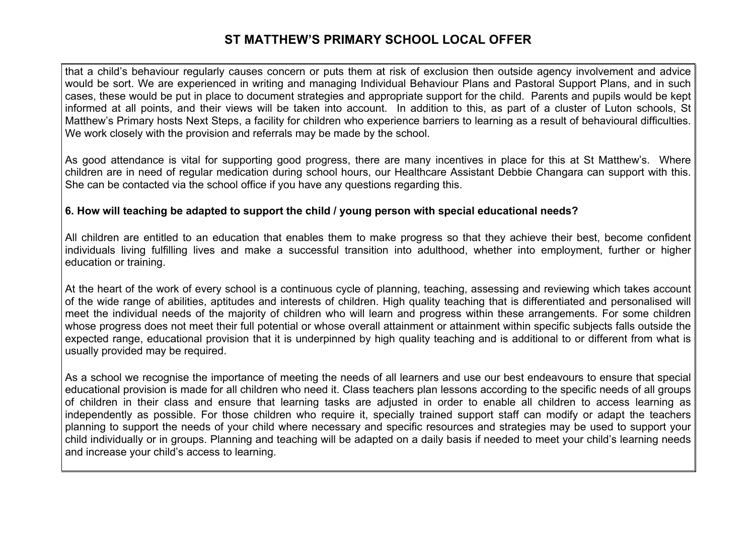that a child's behaviour regularly causes concern or puts them at risk of exclusion then outside agency involvement and advice would be sort. We are experienced in writing and managing Individual Behaviour Plans and Pastoral Support Plans, and in such cases, these would be put in place to document strategies and appropriate support for the child. Parents and pupils would be kept informed at all points, and their views will be taken into account. In addition to this, as part of a cluster of Luton schools, St Matthew's Primary hosts Next Steps, a facility for children who experience barriers to learning as a result of behavioural difficulties. We work closely with the provision and referrals may be made by the school.

As good attendance is vital for supporting good progress, there are many incentives in place for this at St Matthew's. Where children are in need of regular medication during school hours, our Healthcare Assistant Debbie Changara can support with this. She can be contacted via the school office if you have any questions regarding this.

**6. How will teaching be adapted to support the child / young person with special educational needs?**

All children are entitled to an education that enables them to make progress so that they achieve their best, become confident individuals living fulfilling lives and make a successful transition into adulthood, whether into employment, further or higher education or training.

At the heart of the work of every school is a continuous cycle of planning, teaching, assessing and reviewing which takes account of the wide range of abilities, aptitudes and interests of children. High quality teaching that is differentiated and personalised will meet the individual needs of the majority of children who will learn and progress within these arrangements. For some children whose progress does not meet their full potential or whose overall attainment or attainment within specific subjects falls outside the expected range, educational provision that it is underpinned by high quality teaching and is additional to or different from what is usually provided may be required.

As a school we recognise the importance of meeting the needs of all learners and use our best endeavours to ensure that special educational provision is made for all children who need it. Class teachers plan lessons according to the specific needs of all groups of children in their class and ensure that learning tasks are adjusted in order to enable all children to access learning as independently as possible. For those children who require it, specially trained support staff can modify or adapt the teachers planning to support the needs of your child where necessary and specific resources and strategies may be used to support your child individually or in groups. Planning and teaching will be adapted on a daily basis if needed to meet your child's learning needs and increase your child's access to learning.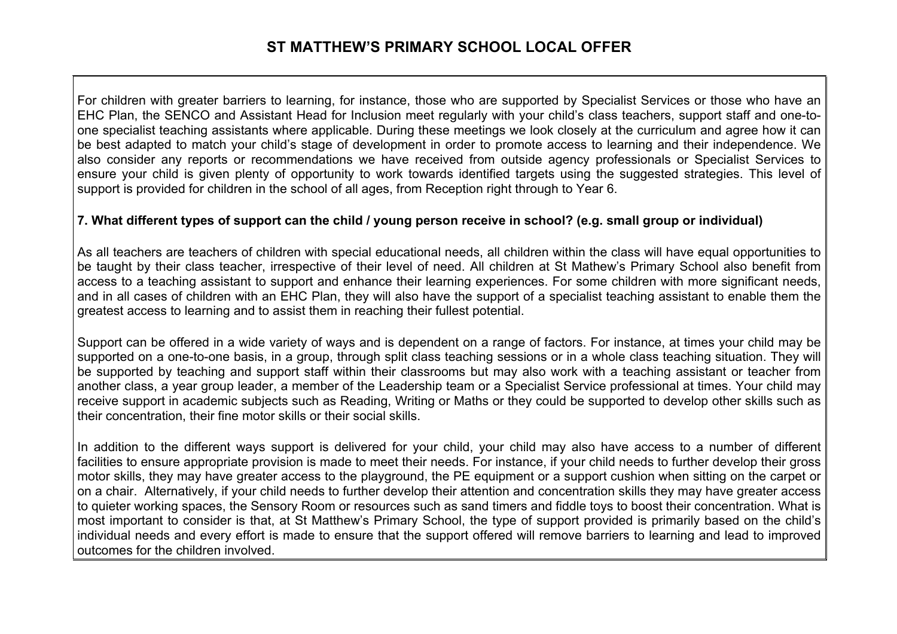For children with greater barriers to learning, for instance, those who are supported by Specialist Services or those who have an EHC Plan, the SENCO and Assistant Head for Inclusion meet regularly with your child's class teachers, support staff and one-to-one specialist teaching assistants where applicable. During these meetings we look closely at the curriculum and agree how it can be best adapted to match your child's stage of development in order to promote access to learning and their independence. We also consider any reports or recommendations we have received from outside agency professionals or Specialist Services to ensure your child is given plenty of opportunity to work towards identified targets using the suggested strategies. This level of support is provided for children in the school of all ages, from Reception right through to Year 6.

**7. What different types of support can the child / young person receive in school? (e.g. small group or individual)**

As all teachers are teachers of children with special educational needs, all children within the class will have equal opportunities to be taught by their class teacher, irrespective of their level of need. All children at St Mathew's Primary School also benefit from access to a teaching assistant to support and enhance their learning experiences. For some children with more significant needs, and in all cases of children with an EHC Plan, they will also have the support of a specialist teaching assistant to enable them the greatest access to learning and to assist them in reaching their fullest potential.

Support can be offered in a wide variety of ways and is dependent on a range of factors. For instance, at times your child may be supported on a one-to-one basis, in a group, through split class teaching sessions or in a whole class teaching situation. They will be supported by teaching and support staff within their classrooms but may also work with a teaching assistant or teacher from another class, a year group leader, a member of the Leadership team or a Specialist Service professional at times. Your child may receive support in academic subjects such as Reading, Writing or Maths or they could be supported to develop other skills such as their concentration, their fine motor skills or their social skills.

In addition to the different ways support is delivered for your child, your child may also have access to a number of different facilities to ensure appropriate provision is made to meet their needs. For instance, if your child needs to further develop their gross motor skills, they may have greater access to the playground, the PE equipment or a support cushion when sitting on the carpet or on a chair. Alternatively, if your child needs to further develop their attention and concentration skills they may have greater access to quieter working spaces, the Sensory Room or resources such as sand timers and fiddle toys to boost their concentration. What is most important to consider is that, at St Matthew's Primary School, the type of support provided is primarily based on the child's individual needs and every effort is made to ensure that the support offered will remove barriers to learning and lead to improved outcomes for the children involved.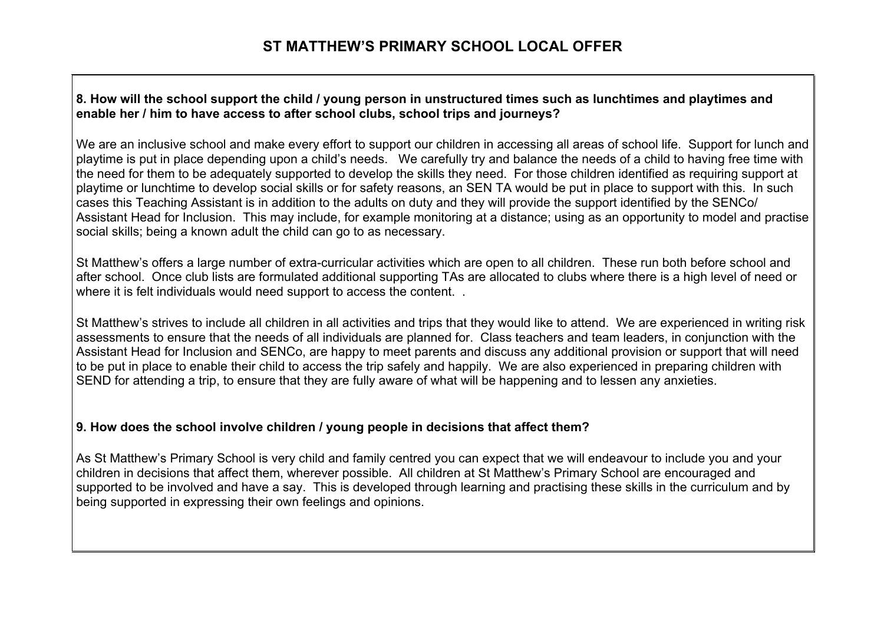# ST MATTHEW'S PRIMARY SCHOOL LOCAL OFFER

**8. How will the school support the child / young person in unstructured times such as lunchtimes and playtimes and enable her / him to have access to after school clubs, school trips and journeys?**

We are an inclusive school and make every effort to support our children in accessing all areas of school life. Support for lunch and playtime is put in place depending upon a child's needs. We carefully try and balance the needs of a child to having free time with the need for them to be adequately supported to develop the skills they need. For those children identified as requiring support at playtime or lunchtime to develop social skills or for safety reasons, an SEN TA would be put in place to support with this. In such cases this Teaching Assistant is in addition to the adults on duty and they will provide the support identified by the SENCo/ Assistant Head for Inclusion. This may include, for example monitoring at a distance; using as an opportunity to model and practise social skills; being a known adult the child can go to as necessary.

St Matthew's offers a large number of extra-curricular activities which are open to all children. These run both before school and after school. Once club lists are formulated additional supporting TAs are allocated to clubs where there is a high level of need or where it is felt individuals would need support to access the content. .

St Matthew's strives to include all children in all activities and trips that they would like to attend. We are experienced in writing risk assessments to ensure that the needs of all individuals are planned for. Class teachers and team leaders, in conjunction with the Assistant Head for Inclusion and SENCo, are happy to meet parents and discuss any additional provision or support that will need to be put in place to enable their child to access the trip safely and happily. We are also experienced in preparing children with SEND for attending a trip, to ensure that they are fully aware of what will be happening and to lessen any anxieties.

**9. How does the school involve children / young people in decisions that affect them?**

As St Matthew's Primary School is very child and family centred you can expect that we will endeavour to include you and your children in decisions that affect them, wherever possible. All children at St Matthew's Primary School are encouraged and supported to be involved and have a say. This is developed through learning and practising these skills in the curriculum and by being supported in expressing their own feelings and opinions.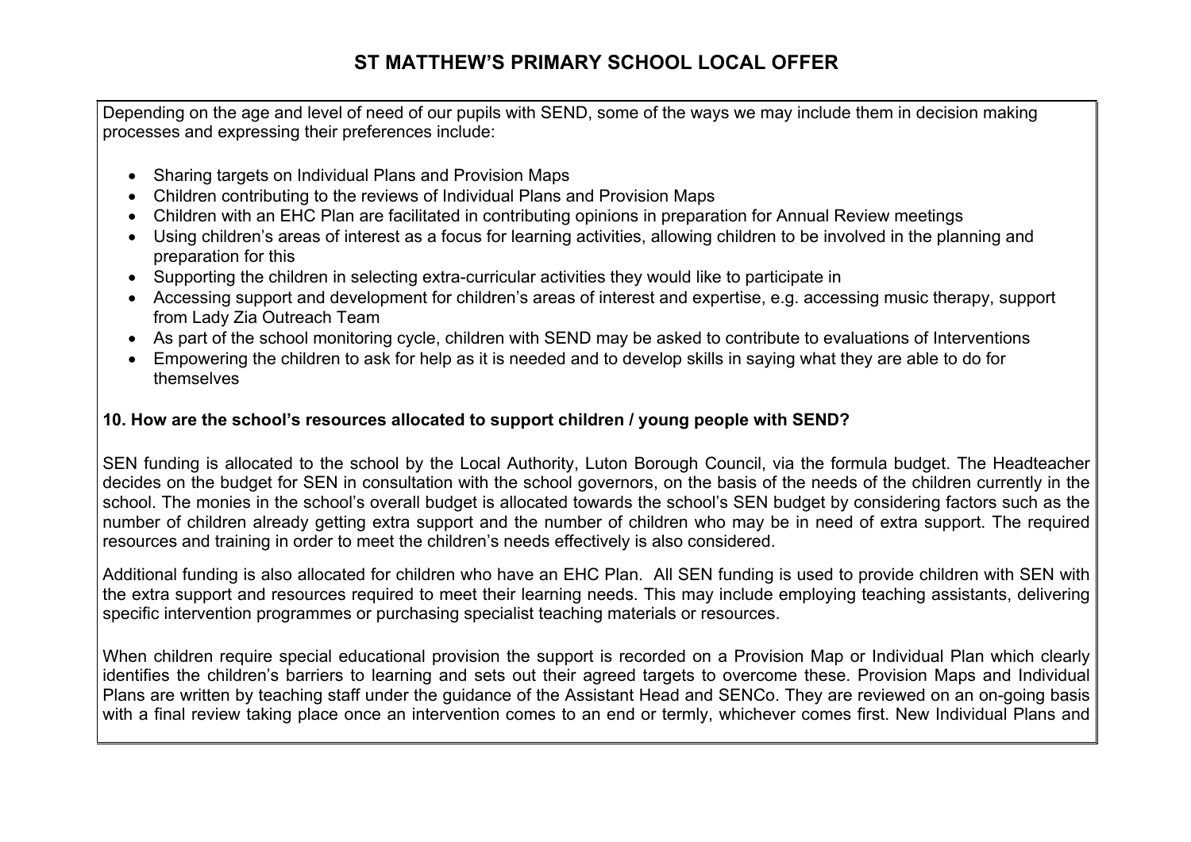# ST MATTHEW'S PRIMARY SCHOOL LOCAL OFFER

Depending on the age and level of need of our pupils with SEND, some of the ways we may include them in decision making processes and expressing their preferences include:

- Sharing targets on Individual Plans and Provision Maps
- Children contributing to the reviews of Individual Plans and Provision Maps
- Children with an EHC Plan are facilitated in contributing opinions in preparation for Annual Review meetings
- Using children's areas of interest as a focus for learning activities, allowing children to be involved in the planning and preparation for this
- Supporting the children in selecting extra-curricular activities they would like to participate in
- Accessing support and development for children's areas of interest and expertise, e.g. accessing music therapy, support from Lady Zia Outreach Team
- As part of the school monitoring cycle, children with SEND may be asked to contribute to evaluations of Interventions
- Empowering the children to ask for help as it is needed and to develop skills in saying what they are able to do for themselves

**10. How are the school's resources allocated to support children / young people with SEND?**

SEN funding is allocated to the school by the Local Authority, Luton Borough Council, via the formula budget. The Headteacher decides on the budget for SEN in consultation with the school governors, on the basis of the needs of the children currently in the school. The monies in the school's overall budget is allocated towards the school's SEN budget by considering factors such as the number of children already getting extra support and the number of children who may be in need of extra support. The required resources and training in order to meet the children's needs effectively is also considered.

Additional funding is also allocated for children who have an EHC Plan. All SEN funding is used to provide children with SEN with the extra support and resources required to meet their learning needs. This may include employing teaching assistants, delivering specific intervention programmes or purchasing specialist teaching materials or resources.

When children require special educational provision the support is recorded on a Provision Map or Individual Plan which clearly identifies the children's barriers to learning and sets out their agreed targets to overcome these. Provision Maps and Individual Plans are written by teaching staff under the guidance of the Assistant Head and SENCo. They are reviewed on an on-going basis with a final review taking place once an intervention comes to an end or termly, whichever comes first. New Individual Plans and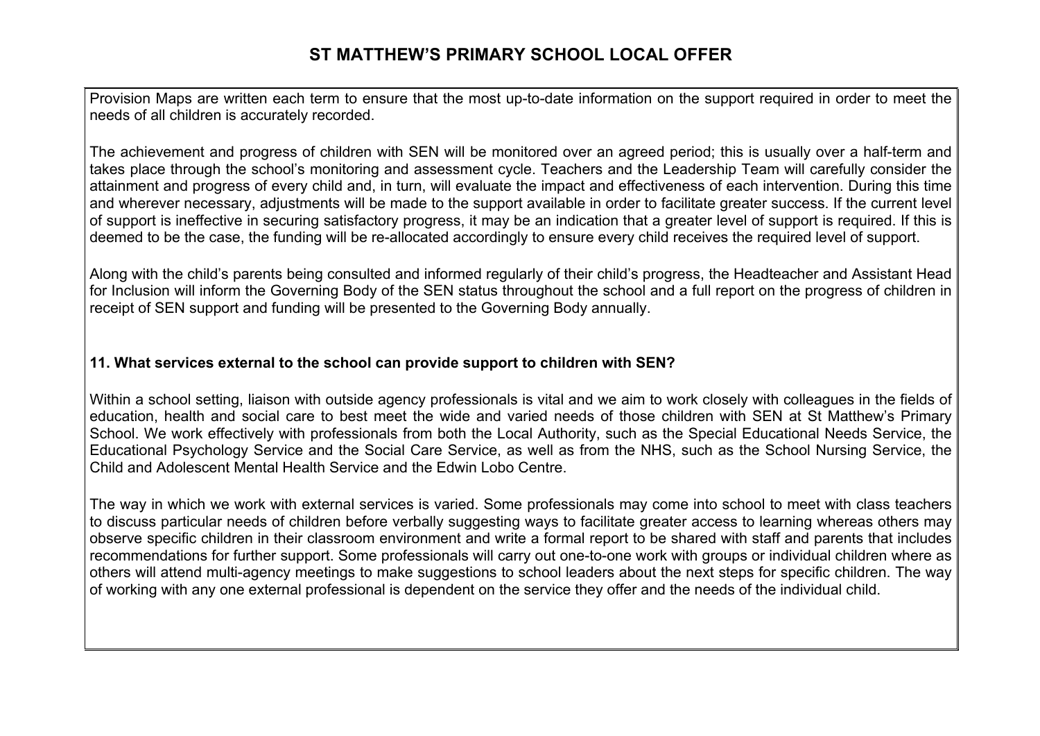Provision Maps are written each term to ensure that the most up-to-date information on the support required in order to meet the needs of all children is accurately recorded.

The achievement and progress of children with SEN will be monitored over an agreed period; this is usually over a half-term and takes place through the school's monitoring and assessment cycle. Teachers and the Leadership Team will carefully consider the attainment and progress of every child and, in turn, will evaluate the impact and effectiveness of each intervention. During this time and wherever necessary, adjustments will be made to the support available in order to facilitate greater success. If the current level of support is ineffective in securing satisfactory progress, it may be an indication that a greater level of support is required. If this is deemed to be the case, the funding will be re-allocated accordingly to ensure every child receives the required level of support.

Along with the child's parents being consulted and informed regularly of their child's progress, the Headteacher and Assistant Head for Inclusion will inform the Governing Body of the SEN status throughout the school and a full report on the progress of children in receipt of SEN support and funding will be presented to the Governing Body annually.

**11. What services external to the school can provide support to children with SEN?**

Within a school setting, liaison with outside agency professionals is vital and we aim to work closely with colleagues in the fields of education, health and social care to best meet the wide and varied needs of those children with SEN at St Matthew's Primary School. We work effectively with professionals from both the Local Authority, such as the Special Educational Needs Service, the Educational Psychology Service and the Social Care Service, as well as from the NHS, such as the School Nursing Service, the Child and Adolescent Mental Health Service and the Edwin Lobo Centre.

The way in which we work with external services is varied. Some professionals may come into school to meet with class teachers to discuss particular needs of children before verbally suggesting ways to facilitate greater access to learning whereas others may observe specific children in their classroom environment and write a formal report to be shared with staff and parents that includes recommendations for further support. Some professionals will carry out one-to-one work with groups or individual children where as others will attend multi-agency meetings to make suggestions to school leaders about the next steps for specific children. The way of working with any one external professional is dependent on the service they offer and the needs of the individual child.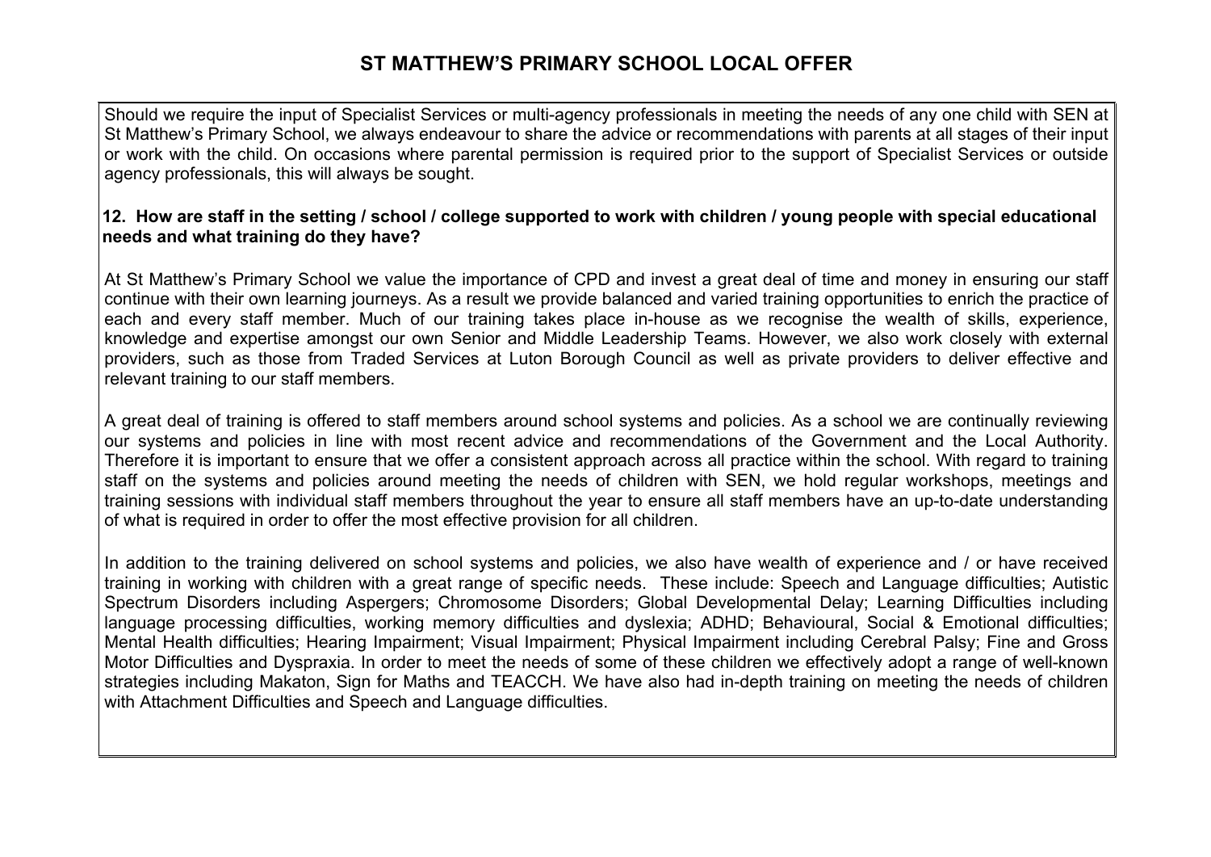# ST MATTHEW'S PRIMARY SCHOOL LOCAL OFFER

Should we require the input of Specialist Services or multi-agency professionals in meeting the needs of any one child with SEN at St Matthew's Primary School, we always endeavour to share the advice or recommendations with parents at all stages of their input or work with the child. On occasions where parental permission is required prior to the support of Specialist Services or outside agency professionals, this will always be sought.

**12. How are staff in the setting / school / college supported to work with children / young people with special educational needs and what training do they have?**

At St Matthew's Primary School we value the importance of CPD and invest a great deal of time and money in ensuring our staff continue with their own learning journeys. As a result we provide balanced and varied training opportunities to enrich the practice of each and every staff member. Much of our training takes place in-house as we recognise the wealth of skills, experience, knowledge and expertise amongst our own Senior and Middle Leadership Teams. However, we also work closely with external providers, such as those from Traded Services at Luton Borough Council as well as private providers to deliver effective and relevant training to our staff members.

A great deal of training is offered to staff members around school systems and policies. As a school we are continually reviewing our systems and policies in line with most recent advice and recommendations of the Government and the Local Authority. Therefore it is important to ensure that we offer a consistent approach across all practice within the school. With regard to training staff on the systems and policies around meeting the needs of children with SEN, we hold regular workshops, meetings and training sessions with individual staff members throughout the year to ensure all staff members have an up-to-date understanding of what is required in order to offer the most effective provision for all children.

In addition to the training delivered on school systems and policies, we also have wealth of experience and / or have received training in working with children with a great range of specific needs. These include: Speech and Language difficulties; Autistic Spectrum Disorders including Aspergers; Chromosome Disorders; Global Developmental Delay; Learning Difficulties including language processing difficulties, working memory difficulties and dyslexia; ADHD; Behavioural, Social & Emotional difficulties; Mental Health difficulties; Hearing Impairment; Visual Impairment; Physical Impairment including Cerebral Palsy; Fine and Gross Motor Difficulties and Dyspraxia. In order to meet the needs of some of these children we effectively adopt a range of well-known strategies including Makaton, Sign for Maths and TEACCH. We have also had in-depth training on meeting the needs of children with Attachment Difficulties and Speech and Language difficulties.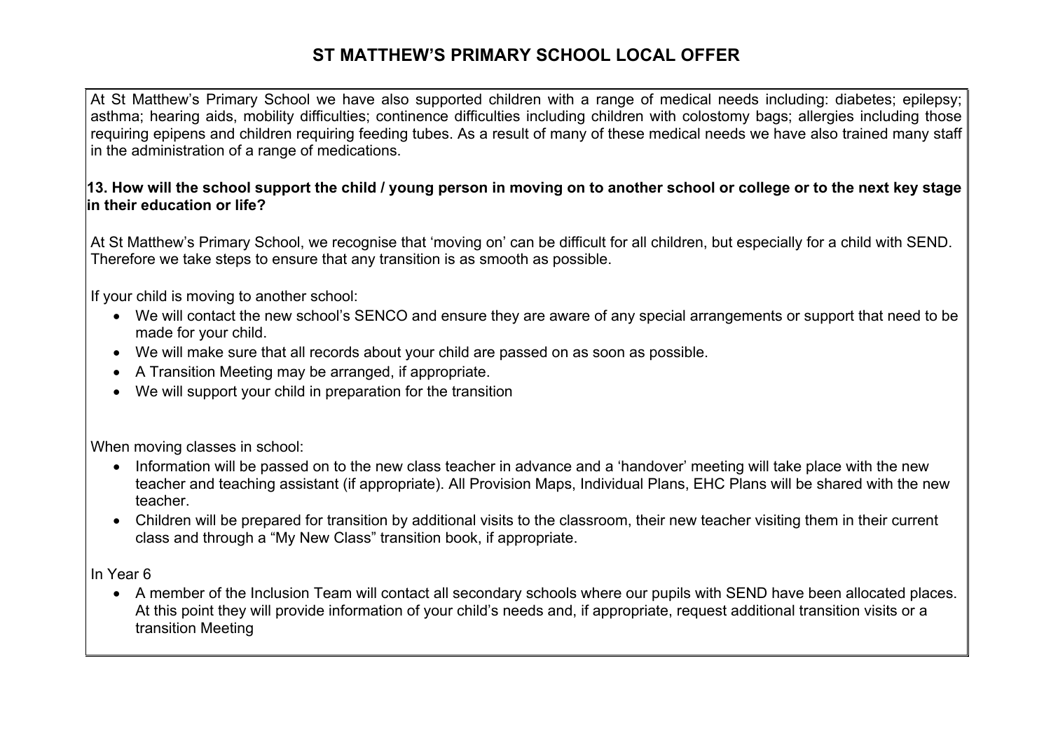# ST MATTHEW'S PRIMARY SCHOOL LOCAL OFFER

At St Matthew's Primary School we have also supported children with a range of medical needs including: diabetes; epilepsy; asthma; hearing aids, mobility difficulties; continence difficulties including children with colostomy bags; allergies including those requiring epipens and children requiring feeding tubes. As a result of many of these medical needs we have also trained many staff in the administration of a range of medications.

**13. How will the school support the child / young person in moving on to another school or college or to the next key stage in their education or life?**

At St Matthew's Primary School, we recognise that 'moving on' can be difficult for all children, but especially for a child with SEND. Therefore we take steps to ensure that any transition is as smooth as possible.

If your child is moving to another school:

- We will contact the new school's SENCO and ensure they are aware of any special arrangements or support that need to be made for your child.
- We will make sure that all records about your child are passed on as soon as possible.
- A Transition Meeting may be arranged, if appropriate.
- We will support your child in preparation for the transition

When moving classes in school:

- Information will be passed on to the new class teacher in advance and a 'handover' meeting will take place with the new teacher and teaching assistant (if appropriate). All Provision Maps, Individual Plans, EHC Plans will be shared with the new teacher.
- Children will be prepared for transition by additional visits to the classroom, their new teacher visiting them in their current class and through a "My New Class" transition book, if appropriate.

In Year 6

- A member of the Inclusion Team will contact all secondary schools where our pupils with SEND have been allocated places. At this point they will provide information of your child's needs and, if appropriate, request additional transition visits or a transition Meeting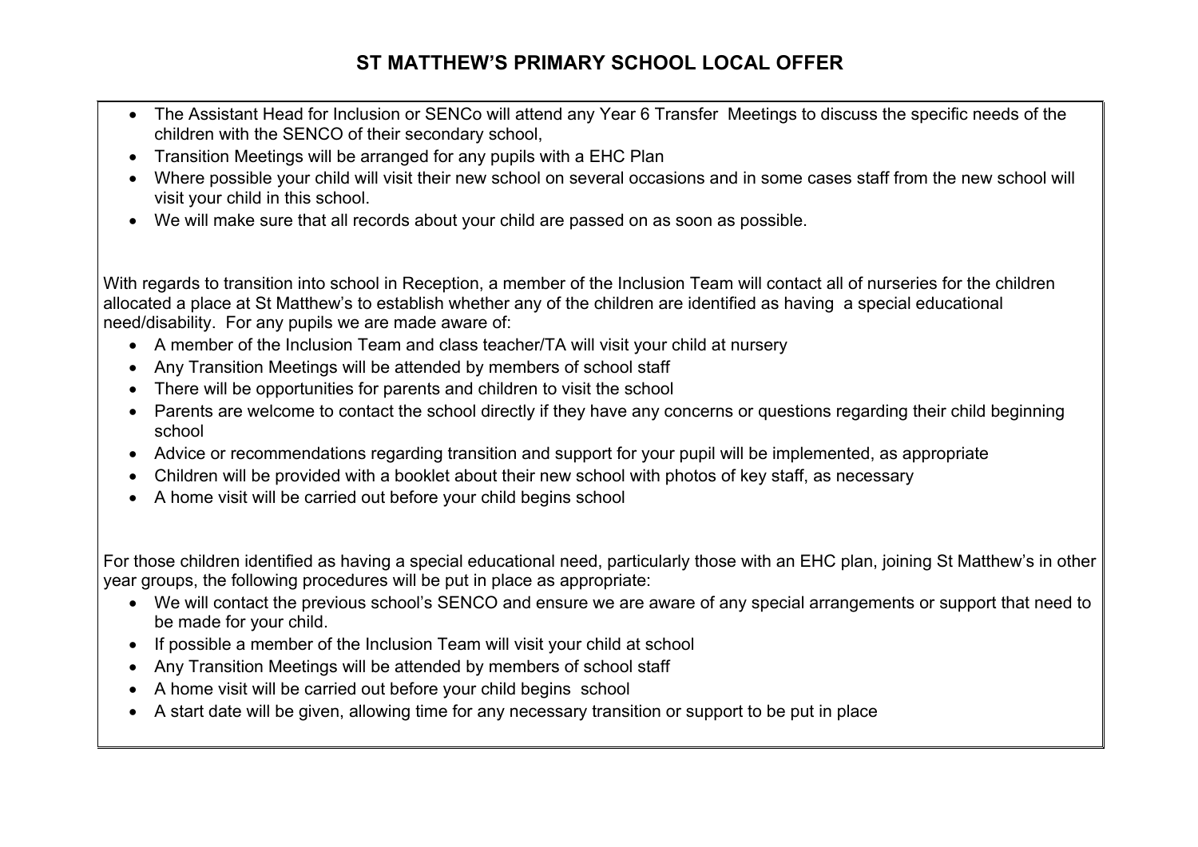# ST MATTHEW'S PRIMARY SCHOOL LOCAL OFFER

- The Assistant Head for Inclusion or SENCo will attend any Year 6 Transfer Meetings to discuss the specific needs of the children with the SENCO of their secondary school,
- Transition Meetings will be arranged for any pupils with a EHC Plan
- Where possible your child will visit their new school on several occasions and in some cases staff from the new school will visit your child in this school.
- We will make sure that all records about your child are passed on as soon as possible.

With regards to transition into school in Reception, a member of the Inclusion Team will contact all of nurseries for the children allocated a place at St Matthew's to establish whether any of the children are identified as having a special educational need/disability. For any pupils we are made aware of:

- A member of the Inclusion Team and class teacher/TA will visit your child at nursery
- Any Transition Meetings will be attended by members of school staff
- There will be opportunities for parents and children to visit the school
- Parents are welcome to contact the school directly if they have any concerns or questions regarding their child beginning school
- Advice or recommendations regarding transition and support for your pupil will be implemented, as appropriate
- Children will be provided with a booklet about their new school with photos of key staff, as necessary
- A home visit will be carried out before your child begins school

For those children identified as having a special educational need, particularly those with an EHC plan, joining St Matthew's in other year groups, the following procedures will be put in place as appropriate:

- We will contact the previous school's SENCO and ensure we are aware of any special arrangements or support that need to be made for your child.
- If possible a member of the Inclusion Team will visit your child at school
- Any Transition Meetings will be attended by members of school staff
- A home visit will be carried out before your child begins school
- A start date will be given, allowing time for any necessary transition or support to be put in place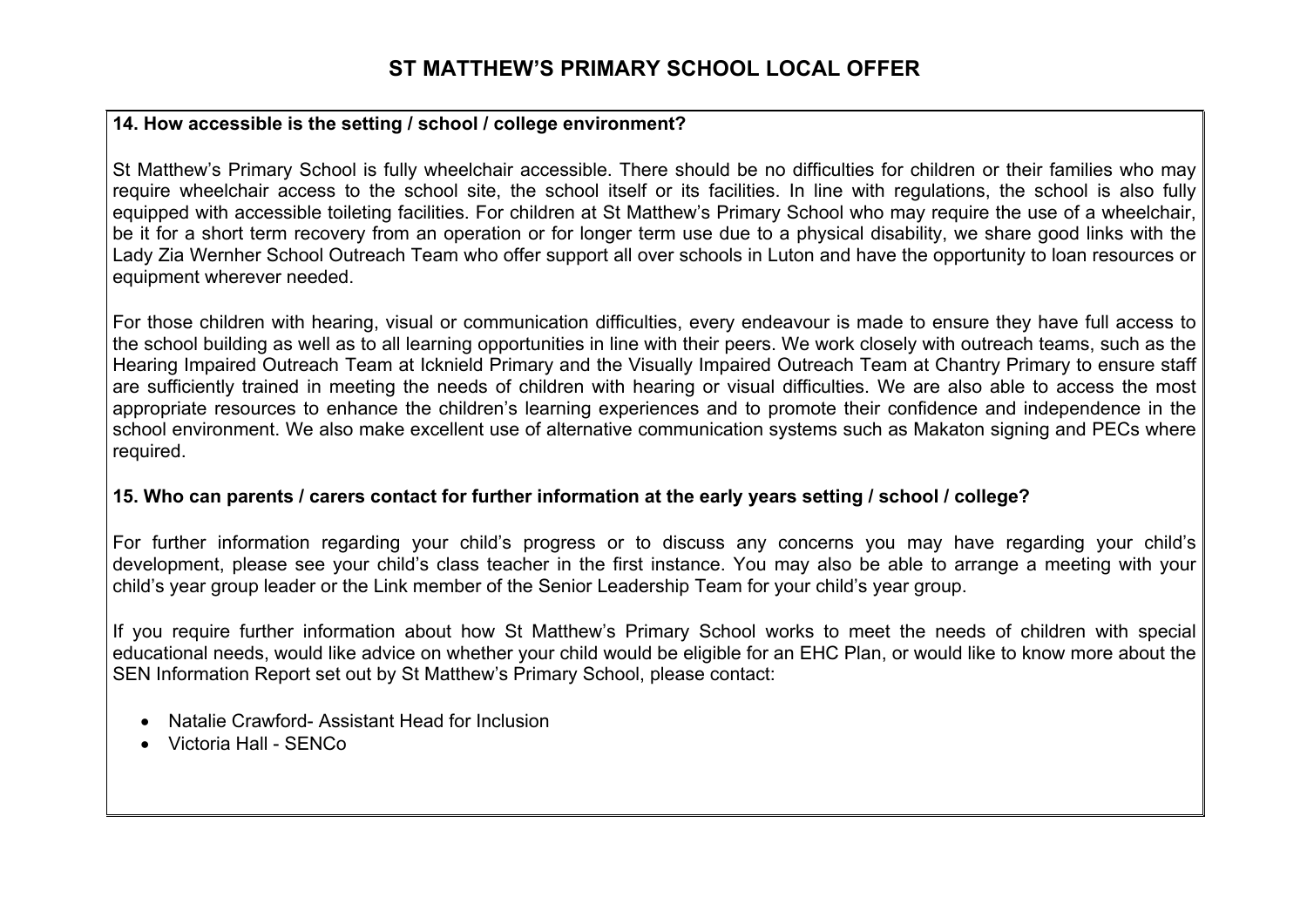# ST MATTHEW'S PRIMARY SCHOOL LOCAL OFFER

**14. How accessible is the setting / school / college environment?**

St Matthew's Primary School is fully wheelchair accessible. There should be no difficulties for children or their families who may require wheelchair access to the school site, the school itself or its facilities. In line with regulations, the school is also fully equipped with accessible toileting facilities. For children at St Matthew's Primary School who may require the use of a wheelchair, be it for a short term recovery from an operation or for longer term use due to a physical disability, we share good links with the Lady Zia Wernher School Outreach Team who offer support all over schools in Luton and have the opportunity to loan resources or equipment wherever needed.

For those children with hearing, visual or communication difficulties, every endeavour is made to ensure they have full access to the school building as well as to all learning opportunities in line with their peers. We work closely with outreach teams, such as the Hearing Impaired Outreach Team at Icknield Primary and the Visually Impaired Outreach Team at Chantry Primary to ensure staff are sufficiently trained in meeting the needs of children with hearing or visual difficulties. We are also able to access the most appropriate resources to enhance the children's learning experiences and to promote their confidence and independence in the school environment. We also make excellent use of alternative communication systems such as Makaton signing and PECs where required.

**15. Who can parents / carers contact for further information at the early years setting / school / college?**

For further information regarding your child's progress or to discuss any concerns you may have regarding your child's development, please see your child's class teacher in the first instance. You may also be able to arrange a meeting with your child's year group leader or the Link member of the Senior Leadership Team for your child's year group.

If you require further information about how St Matthew's Primary School works to meet the needs of children with special educational needs, would like advice on whether your child would be eligible for an EHC Plan, or would like to know more about the SEN Information Report set out by St Matthew's Primary School, please contact:

- Natalie Crawford- Assistant Head for Inclusion
- Victoria Hall - SENCo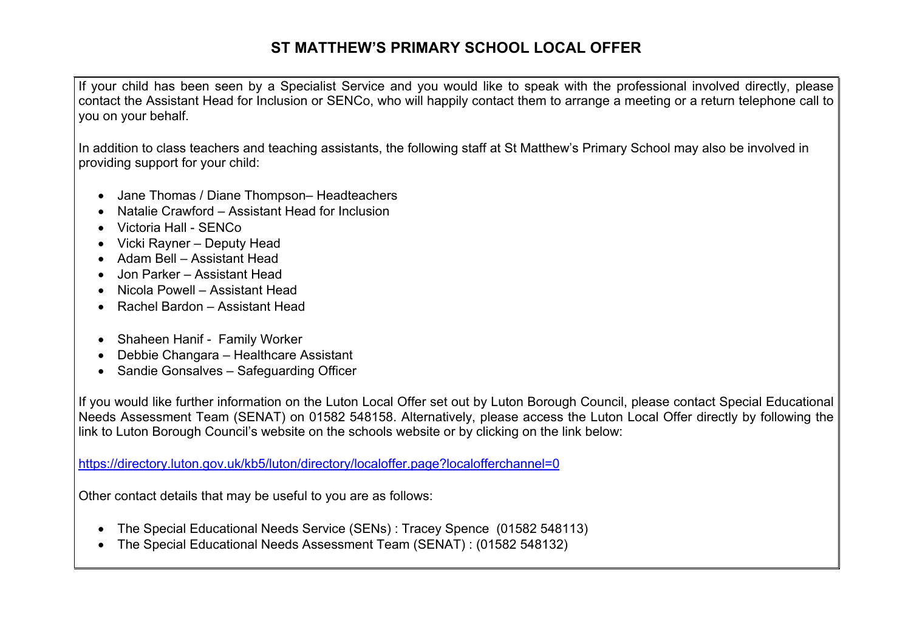# ST MATTHEW'S PRIMARY SCHOOL LOCAL OFFER

If your child has been seen by a Specialist Service and you would like to speak with the professional involved directly, please contact the Assistant Head for Inclusion or SENCo, who will happily contact them to arrange a meeting or a return telephone call to you on your behalf.

In addition to class teachers and teaching assistants, the following staff at St Matthew's Primary School may also be involved in providing support for your child:

- Jane Thomas / Diane Thompson– Headteachers
- Natalie Crawford – Assistant Head for Inclusion
- Victoria Hall - SENCo
- Vicki Rayner – Deputy Head
- Adam Bell – Assistant Head
- Jon Parker – Assistant Head
- Nicola Powell – Assistant Head
- Rachel Bardon – Assistant Head

- Shaheen Hanif - Family Worker
- Debbie Changara – Healthcare Assistant
- Sandie Gonsalves – Safeguarding Officer

If you would like further information on the Luton Local Offer set out by Luton Borough Council, please contact Special Educational Needs Assessment Team (SENAT) on 01582 548158. Alternatively, please access the Luton Local Offer directly by following the link to Luton Borough Council's website on the schools website or by clicking on the link below:

https://directory.luton.gov.uk/kb5/luton/directory/localoffer.page?localofferchannel=0

Other contact details that may be useful to you are as follows:

- The Special Educational Needs Service (SENs) : Tracey Spence (01582 548113)
- The Special Educational Needs Assessment Team (SENAT) : (01582 548132)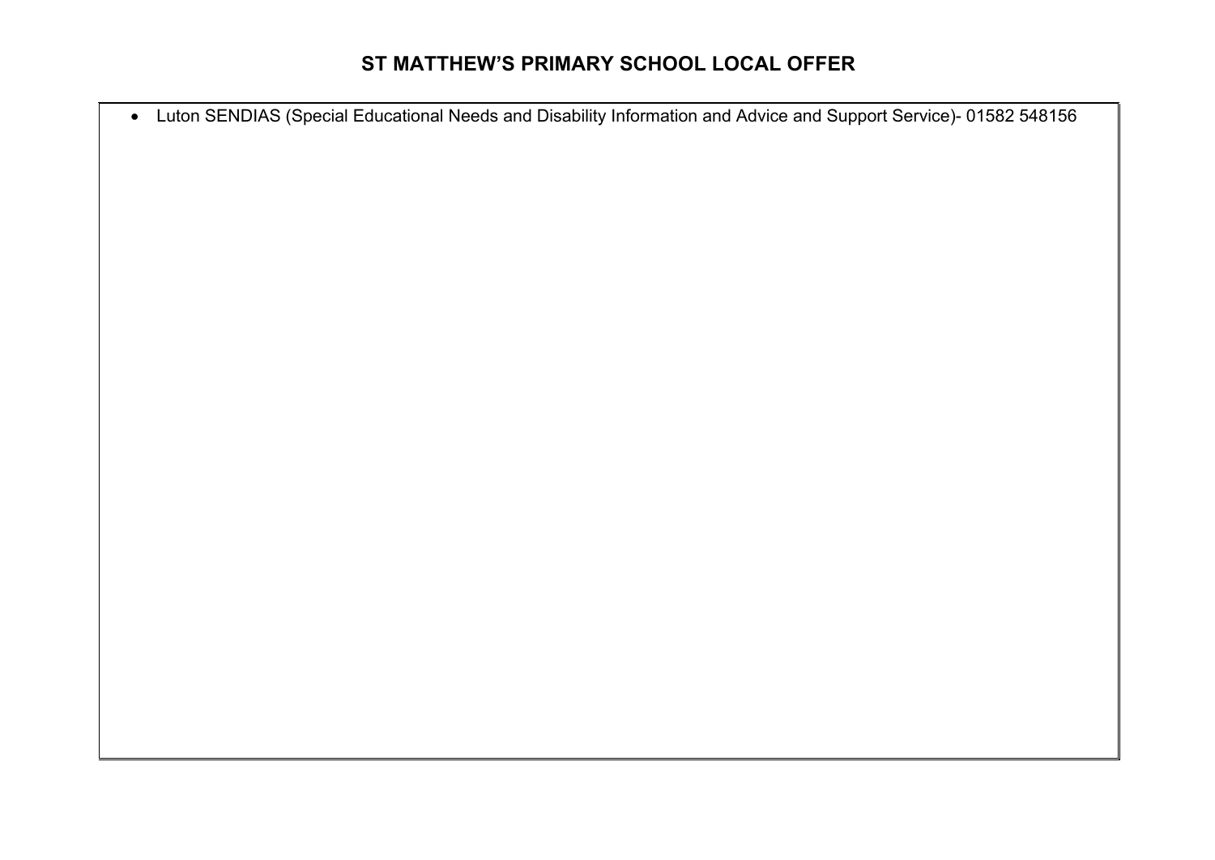- Luton SENDIAS (Special Educational Needs and Disability Information and Advice and Support Service)- 01582 548156